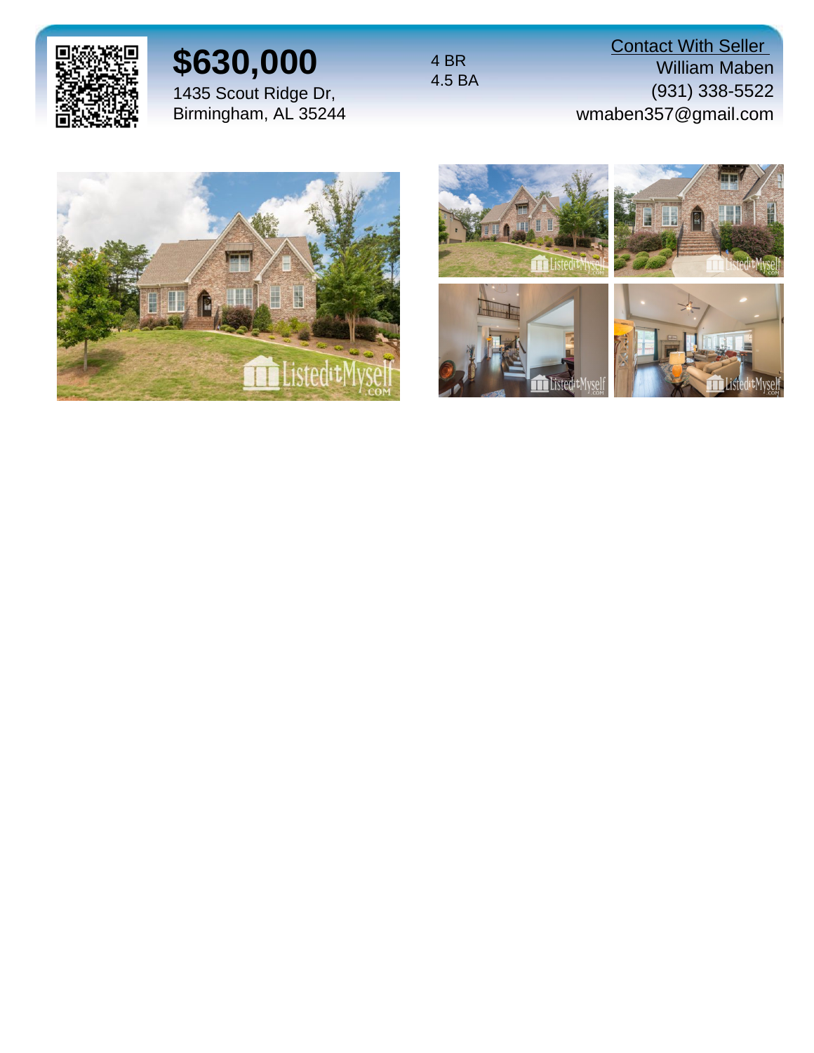# $630,000

1435 Scout Ridge Dr,
Birmingham, AL 35244

4 BR
4.5 BA

Contact With Seller
William Maben
(931) 338-5522
wmaben357@gmail.com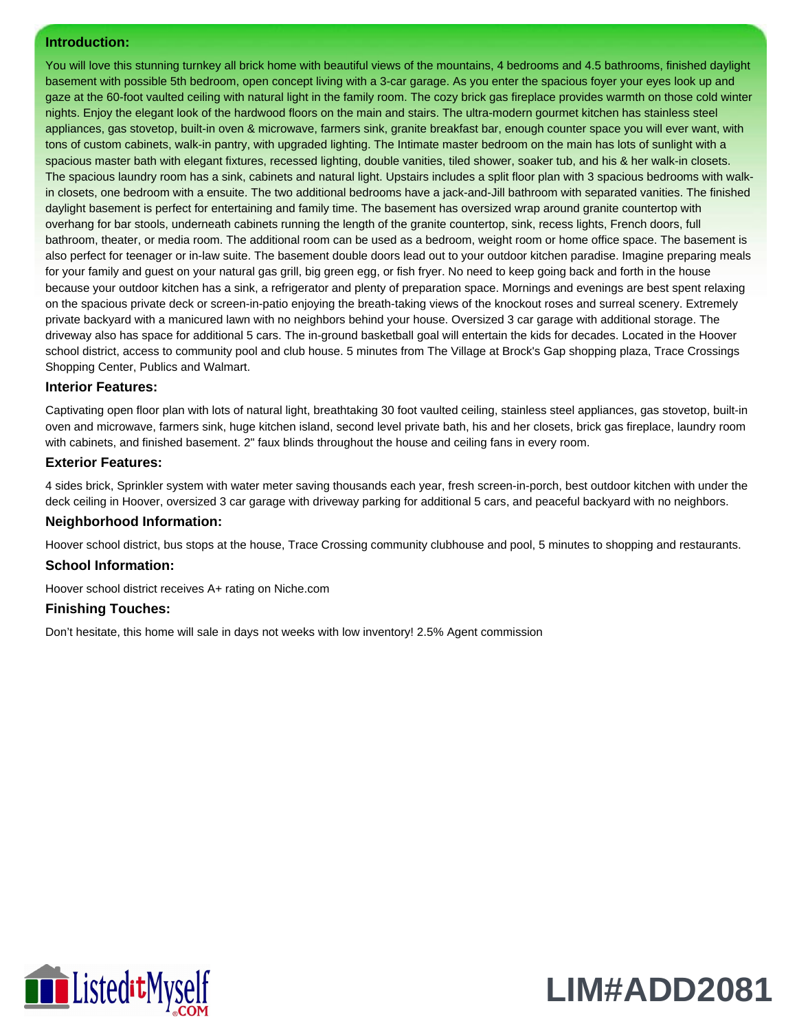## Introduction:

You will love this stunning turnkey all brick home with beautiful views of the mountains, 4 bedrooms and 4.5 bathrooms, finished daylight basement with possible 5th bedroom, open concept living with a 3-car garage. As you enter the spacious foyer your eyes look up and gaze at the 60-foot vaulted ceiling with natural light in the family room. The cozy brick gas fireplace provides warmth on those cold winter nights. Enjoy the elegant look of the hardwood floors on the main and stairs. The ultra-modern gourmet kitchen has stainless steel appliances, gas stovetop, built-in oven & microwave, farmers sink, granite breakfast bar, enough counter space you will ever want, with tons of custom cabinets, walk-in pantry, with upgraded lighting. The Intimate master bedroom on the main has lots of sunlight with a spacious master bath with elegant fixtures, recessed lighting, double vanities, tiled shower, soaker tub, and his & her walk-in closets. The spacious laundry room has a sink, cabinets and natural light. Upstairs includes a split floor plan with 3 spacious bedrooms with walk-in closets, one bedroom with a ensuite. The two additional bedrooms have a jack-and-Jill bathroom with separated vanities. The finished daylight basement is perfect for entertaining and family time. The basement has oversized wrap around granite countertop with overhang for bar stools, underneath cabinets running the length of the granite countertop, sink, recess lights, French doors, full bathroom, theater, or media room. The additional room can be used as a bedroom, weight room or home office space. The basement is also perfect for teenager or in-law suite. The basement double doors lead out to your outdoor kitchen paradise. Imagine preparing meals for your family and guest on your natural gas grill, big green egg, or fish fryer. No need to keep going back and forth in the house because your outdoor kitchen has a sink, a refrigerator and plenty of preparation space. Mornings and evenings are best spent relaxing on the spacious private deck or screen-in-patio enjoying the breath-taking views of the knockout roses and surreal scenery. Extremely private backyard with a manicured lawn with no neighbors behind your house. Oversized 3 car garage with additional storage. The driveway also has space for additional 5 cars. The in-ground basketball goal will entertain the kids for decades. Located in the Hoover school district, access to community pool and club house. 5 minutes from The Village at Brock's Gap shopping plaza, Trace Crossings Shopping Center, Publics and Walmart.

## Interior Features:

Captivating open floor plan with lots of natural light, breathtaking 30 foot vaulted ceiling, stainless steel appliances, gas stovetop, built-in oven and microwave, farmers sink, huge kitchen island, second level private bath, his and her closets, brick gas fireplace, laundry room with cabinets, and finished basement. 2" faux blinds throughout the house and ceiling fans in every room.

## Exterior Features:

4 sides brick, Sprinkler system with water meter saving thousands each year, fresh screen-in-porch, best outdoor kitchen with under the deck ceiling in Hoover, oversized 3 car garage with driveway parking for additional 5 cars, and peaceful backyard with no neighbors.

## Neighborhood Information:

Hoover school district, bus stops at the house, Trace Crossing community clubhouse and pool, 5 minutes to shopping and restaurants.

## School Information:

Hoover school district receives A+ rating on Niche.com

## Finishing Touches:

Don't hesitate, this home will sale in days not weeks with low inventory! 2.5% Agent commission

ListeditMyself.COM

LIM#ADD2081